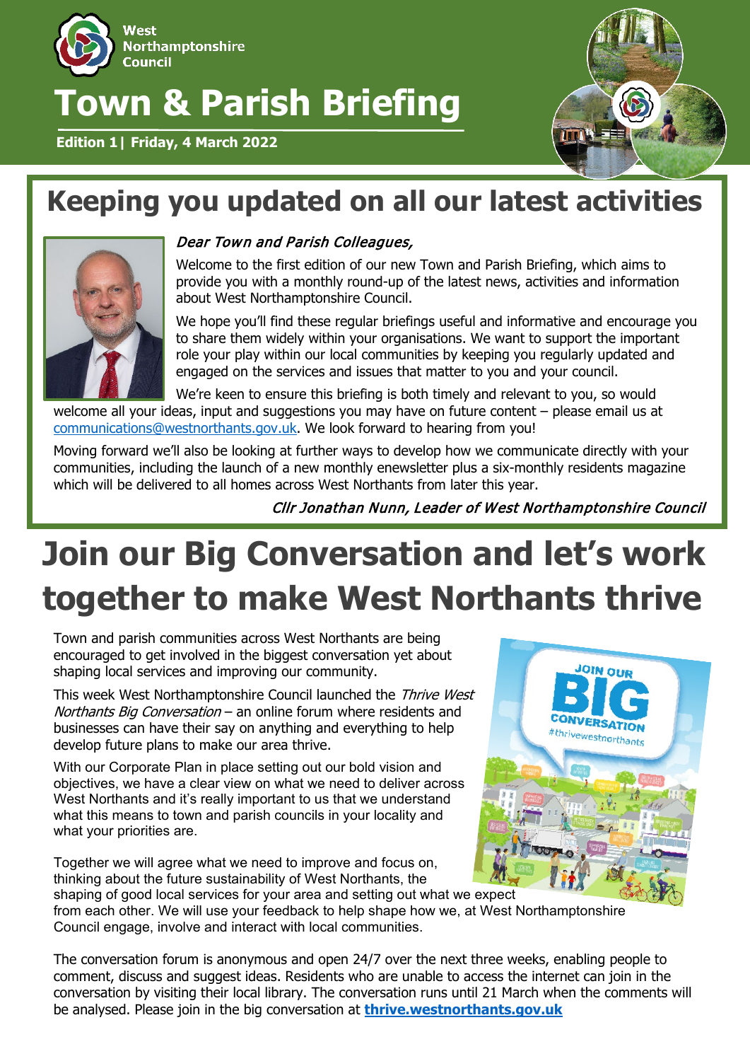West Northamptonshire Council

# Town & Parish Briefing

**Edition 1| Friday, 4 March 2022**

## Keeping you updated on all our latest activities

*Dear Town and Parish Colleagues,*

Welcome to the first edition of our new Town and Parish Briefing, which aims to provide you with a monthly round-up of the latest news, activities and information about West Northamptonshire Council.

We hope you'll find these regular briefings useful and informative and encourage you to share them widely within your organisations. We want to support the important role your play within our local communities by keeping you regularly updated and engaged on the services and issues that matter to you and your council.

We're keen to ensure this briefing is both timely and relevant to you, so would welcome all your ideas, input and suggestions you may have on future content – please email us at communications@westnorthants.gov.uk. We look forward to hearing from you!

Moving forward we'll also be looking at further ways to develop how we communicate directly with your communities, including the launch of a new monthly enewsletter plus a six-monthly residents magazine which will be delivered to all homes across West Northants from later this year.

*Cllr Jonathan Nunn, Leader of West Northamptonshire Council*

# Join our Big Conversation and let's work together to make West Northants thrive

Town and parish communities across West Northants are being encouraged to get involved in the biggest conversation yet about shaping local services and improving our community.

This week West Northamptonshire Council launched the *Thrive West Northants Big Conversation* – an online forum where residents and businesses can have their say on anything and everything to help develop future plans to make our area thrive.

With our Corporate Plan in place setting out our bold vision and objectives, we have a clear view on what we need to deliver across West Northants and it's really important to us that we understand what this means to town and parish councils in your locality and what your priorities are.

Together we will agree what we need to improve and focus on, thinking about the future sustainability of West Northants, the shaping of good local services for your area and setting out what we expect from each other. We will use your feedback to help shape how we, at West Northamptonshire Council engage, involve and interact with local communities.

The conversation forum is anonymous and open 24/7 over the next three weeks, enabling people to comment, discuss and suggest ideas. Residents who are unable to access the internet can join in the conversation by visiting their local library. The conversation runs until 21 March when the comments will be analysed. Please join in the big conversation at **thrive.westnorthants.gov.uk**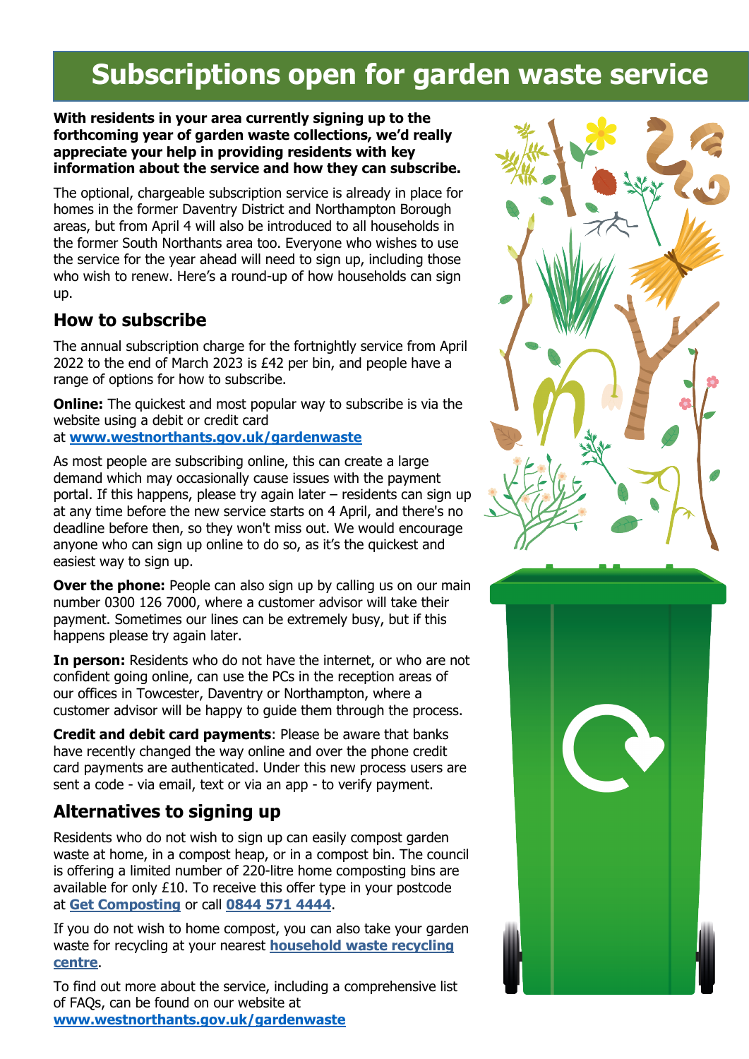# Subscriptions open for garden waste service

**With residents in your area currently signing up to the forthcoming year of garden waste collections, we'd really appreciate your help in providing residents with key information about the service and how they can subscribe.**

The optional, chargeable subscription service is already in place for homes in the former Daventry District and Northampton Borough areas, but from April 4 will also be introduced to all households in the former South Northants area too. Everyone who wishes to use the service for the year ahead will need to sign up, including those who wish to renew. Here's a round-up of how households can sign up.

## How to subscribe

The annual subscription charge for the fortnightly service from April 2022 to the end of March 2023 is £42 per bin, and people have a range of options for how to subscribe.

**Online:** The quickest and most popular way to subscribe is via the website using a debit or credit card at **www.westnorthants.gov.uk/gardenwaste**

As most people are subscribing online, this can create a large demand which may occasionally cause issues with the payment portal. If this happens, please try again later – residents can sign up at any time before the new service starts on 4 April, and there's no deadline before then, so they won't miss out. We would encourage anyone who can sign up online to do so, as it's the quickest and easiest way to sign up.

**Over the phone:** People can also sign up by calling us on our main number 0300 126 7000, where a customer advisor will take their payment. Sometimes our lines can be extremely busy, but if this happens please try again later.

**In person:** Residents who do not have the internet, or who are not confident going online, can use the PCs in the reception areas of our offices in Towcester, Daventry or Northampton, where a customer advisor will be happy to guide them through the process.

**Credit and debit card payments**: Please be aware that banks have recently changed the way online and over the phone credit card payments are authenticated. Under this new process users are sent a code - via email, text or via an app - to verify payment.

## Alternatives to signing up

Residents who do not wish to sign up can easily compost garden waste at home, in a compost heap, or in a compost bin. The council is offering a limited number of 220-litre home composting bins are available for only £10. To receive this offer type in your postcode at **Get Composting** or call **0844 571 4444**.

If you do not wish to home compost, you can also take your garden waste for recycling at your nearest **household waste recycling centre**.

To find out more about the service, including a comprehensive list of FAQs, can be found on our website at **www.westnorthants.gov.uk/gardenwaste**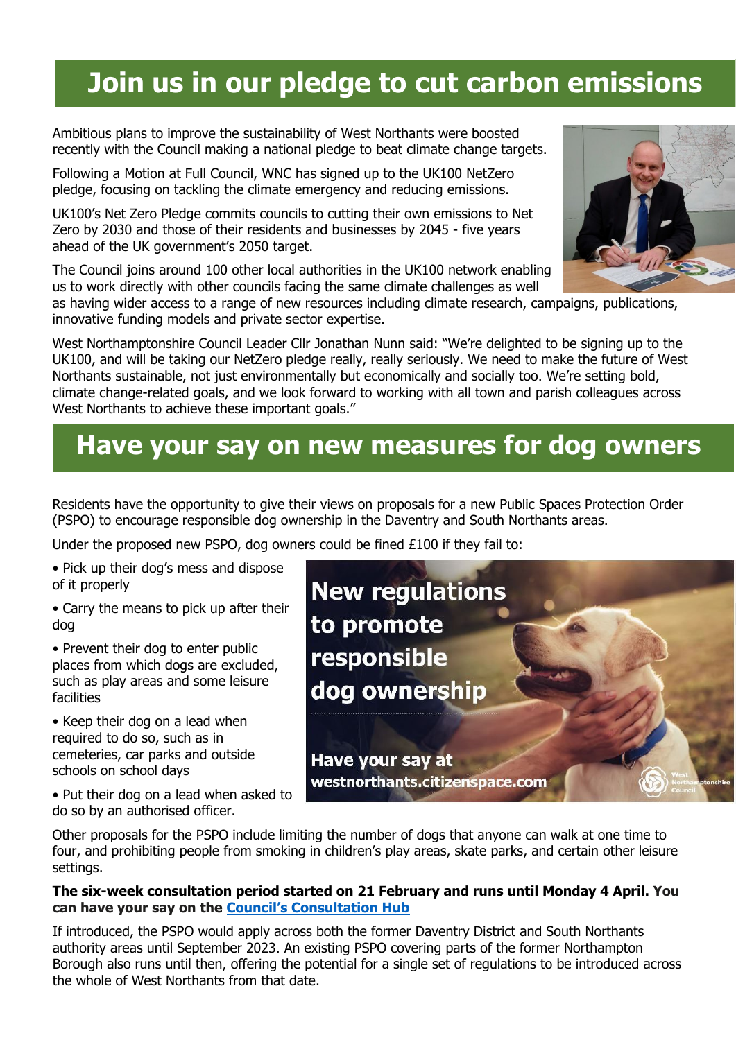# Join us in our pledge to cut carbon emissions

Ambitious plans to improve the sustainability of West Northants were boosted recently with the Council making a national pledge to beat climate change targets.

Following a Motion at Full Council, WNC has signed up to the UK100 NetZero pledge, focusing on tackling the climate emergency and reducing emissions.

UK100's Net Zero Pledge commits councils to cutting their own emissions to Net Zero by 2030 and those of their residents and businesses by 2045 - five years ahead of the UK government's 2050 target.

The Council joins around 100 other local authorities in the UK100 network enabling us to work directly with other councils facing the same climate challenges as well as having wider access to a range of new resources including climate research, campaigns, publications, innovative funding models and private sector expertise.

West Northamptonshire Council Leader Cllr Jonathan Nunn said: "We're delighted to be signing up to the UK100, and will be taking our NetZero pledge really, really seriously. We need to make the future of West Northants sustainable, not just environmentally but economically and socially too. We're setting bold, climate change-related goals, and we look forward to working with all town and parish colleagues across West Northants to achieve these important goals."

# Have your say on new measures for dog owners

Residents have the opportunity to give their views on proposals for a new Public Spaces Protection Order (PSPO) to encourage responsible dog ownership in the Daventry and South Northants areas.

Under the proposed new PSPO, dog owners could be fined £100 if they fail to:

- Pick up their dog's mess and dispose of it properly
- Carry the means to pick up after their dog
- Prevent their dog to enter public places from which dogs are excluded, such as play areas and some leisure facilities
- Keep their dog on a lead when required to do so, such as in cemeteries, car parks and outside schools on school days
- Put their dog on a lead when asked to do so by an authorised officer.

New regulations to promote responsible dog ownership

Have your say at westnorthants.citizenspace.com

Other proposals for the PSPO include limiting the number of dogs that anyone can walk at one time to four, and prohibiting people from smoking in children's play areas, skate parks, and certain other leisure settings.

**The six-week consultation period started on 21 February and runs until Monday 4 April. You can have your say on the [Council's Consultation Hub](https://westnorthants.citizenspace.com)**

If introduced, the PSPO would apply across both the former Daventry District and South Northants authority areas until September 2023. An existing PSPO covering parts of the former Northampton Borough also runs until then, offering the potential for a single set of regulations to be introduced across the whole of West Northants from that date.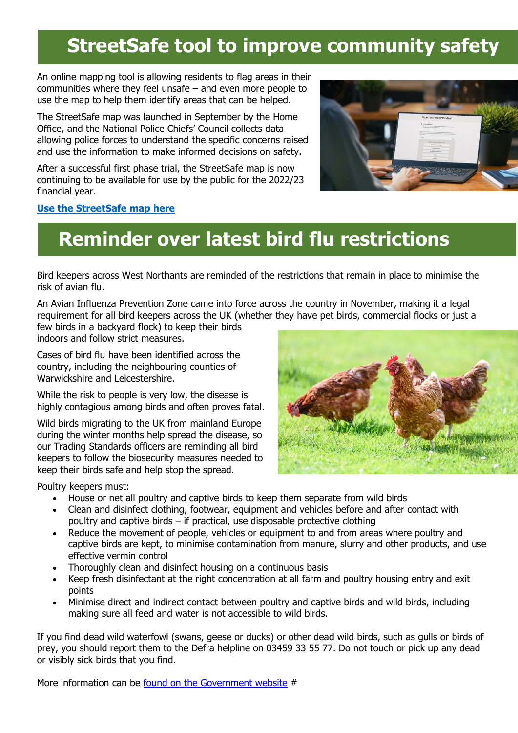# StreetSafe tool to improve community safety

An online mapping tool is allowing residents to flag areas in their communities where they feel unsafe – and even more people to use the map to help them identify areas that can be helped.

The StreetSafe map was launched in September by the Home Office, and the National Police Chiefs' Council collects data allowing police forces to understand the specific concerns raised and use the information to make informed decisions on safety.

After a successful first phase trial, the StreetSafe map is now continuing to be available for use by the public for the 2022/23 financial year.

**Use the StreetSafe map here**

# Reminder over latest bird flu restrictions

Bird keepers across West Northants are reminded of the restrictions that remain in place to minimise the risk of avian flu.

An Avian Influenza Prevention Zone came into force across the country in November, making it a legal requirement for all bird keepers across the UK (whether they have pet birds, commercial flocks or just a few birds in a backyard flock) to keep their birds indoors and follow strict measures.

Cases of bird flu have been identified across the country, including the neighbouring counties of Warwickshire and Leicestershire.

While the risk to people is very low, the disease is highly contagious among birds and often proves fatal.

Wild birds migrating to the UK from mainland Europe during the winter months help spread the disease, so our Trading Standards officers are reminding all bird keepers to follow the biosecurity measures needed to keep their birds safe and help stop the spread.

Poultry keepers must:

- House or net all poultry and captive birds to keep them separate from wild birds
- Clean and disinfect clothing, footwear, equipment and vehicles before and after contact with poultry and captive birds – if practical, use disposable protective clothing
- Reduce the movement of people, vehicles or equipment to and from areas where poultry and captive birds are kept, to minimise contamination from manure, slurry and other products, and use effective vermin control
- Thoroughly clean and disinfect housing on a continuous basis
- Keep fresh disinfectant at the right concentration at all farm and poultry housing entry and exit points
- Minimise direct and indirect contact between poultry and captive birds and wild birds, including making sure all feed and water is not accessible to wild birds.

If you find dead wild waterfowl (swans, geese or ducks) or other dead wild birds, such as gulls or birds of prey, you should report them to the Defra helpline on 03459 33 55 77. Do not touch or pick up any dead or visibly sick birds that you find.

More information can be found on the Government website #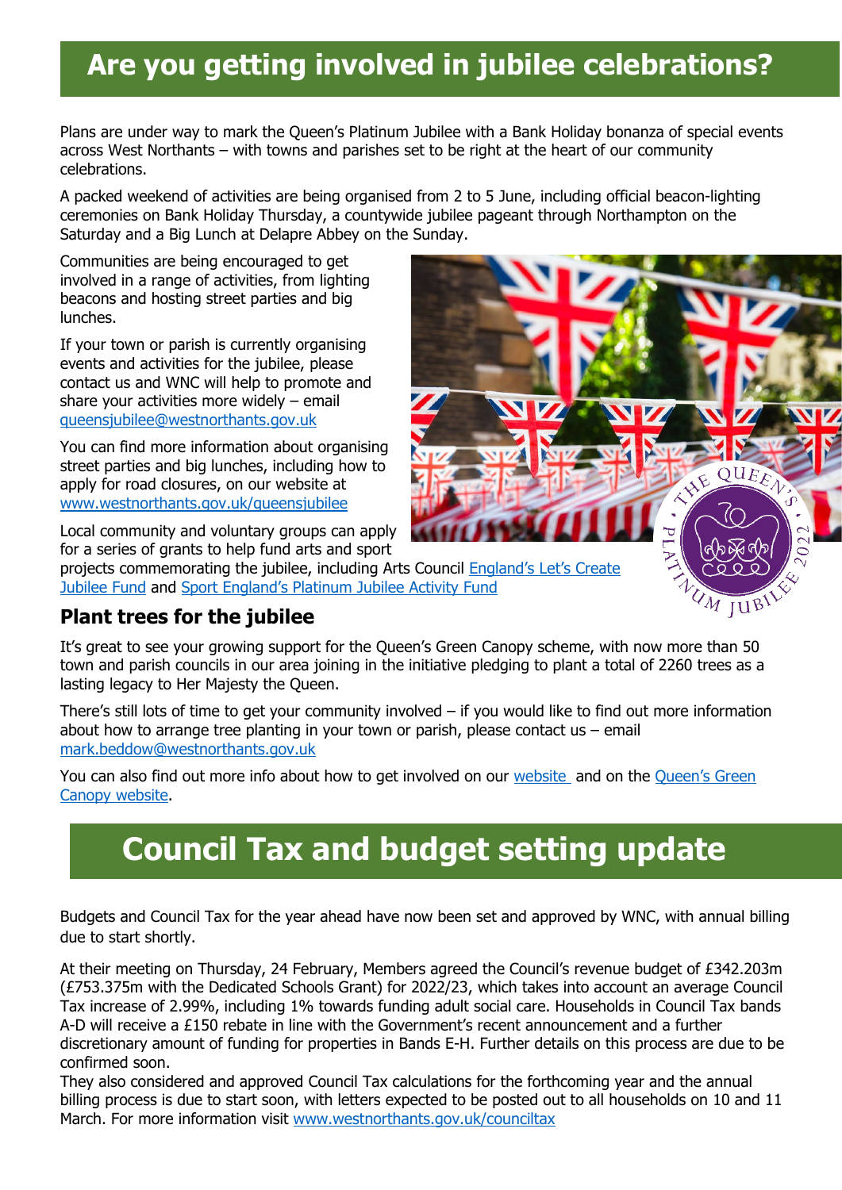## Are you getting involved in jubilee celebrations?

Plans are under way to mark the Queen's Platinum Jubilee with a Bank Holiday bonanza of special events across West Northants – with towns and parishes set to be right at the heart of our community celebrations.

A packed weekend of activities are being organised from 2 to 5 June, including official beacon-lighting ceremonies on Bank Holiday Thursday, a countywide jubilee pageant through Northampton on the Saturday and a Big Lunch at Delapre Abbey on the Sunday.

Communities are being encouraged to get involved in a range of activities, from lighting beacons and hosting street parties and big lunches.

If your town or parish is currently organising events and activities for the jubilee, please contact us and WNC will help to promote and share your activities more widely – email queensjubilee@westnorthants.gov.uk

You can find more information about organising street parties and big lunches, including how to apply for road closures, on our website at www.westnorthants.gov.uk/queensjubilee

Local community and voluntary groups can apply for a series of grants to help fund arts and sport projects commemorating the jubilee, including Arts Council England's Let's Create Jubilee Fund and Sport England's Platinum Jubilee Activity Fund

### Plant trees for the jubilee

It's great to see your growing support for the Queen's Green Canopy scheme, with now more than 50 town and parish councils in our area joining in the initiative pledging to plant a total of 2260 trees as a lasting legacy to Her Majesty the Queen.

There's still lots of time to get your community involved – if you would like to find out more information about how to arrange tree planting in your town or parish, please contact us – email mark.beddow@westnorthants.gov.uk

You can also find out more info about how to get involved on our website and on the Queen's Green Canopy website.

## Council Tax and budget setting update

Budgets and Council Tax for the year ahead have now been set and approved by WNC, with annual billing due to start shortly.

At their meeting on Thursday, 24 February, Members agreed the Council's revenue budget of £342.203m (£753.375m with the Dedicated Schools Grant) for 2022/23, which takes into account an average Council Tax increase of 2.99%, including 1% towards funding adult social care. Households in Council Tax bands A-D will receive a £150 rebate in line with the Government's recent announcement and a further discretionary amount of funding for properties in Bands E-H. Further details on this process are due to be confirmed soon.

They also considered and approved Council Tax calculations for the forthcoming year and the annual billing process is due to start soon, with letters expected to be posted out to all households on 10 and 11 March. For more information visit www.westnorthants.gov.uk/counciltax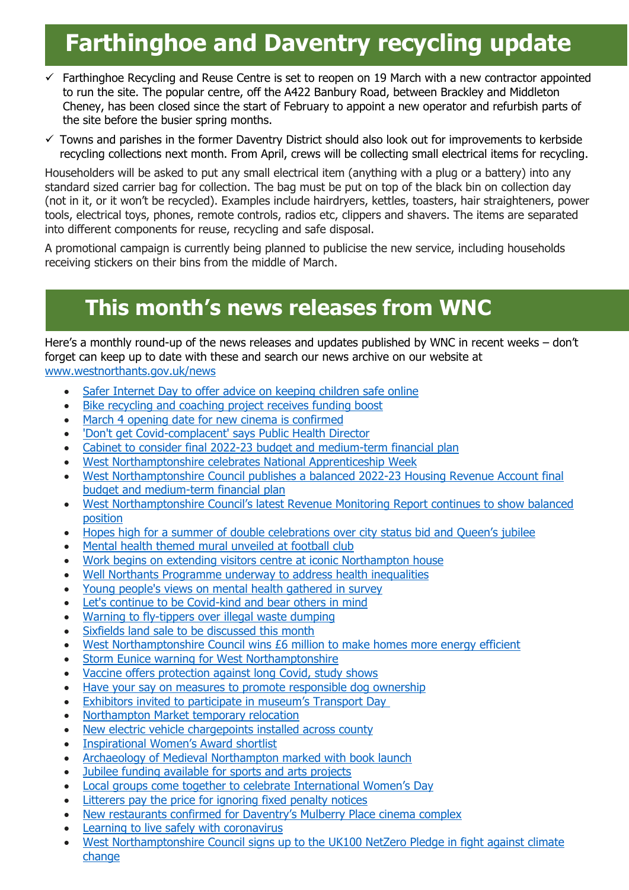# Farthinghoe and Daventry recycling update

- ✓ Farthinghoe Recycling and Reuse Centre is set to reopen on 19 March with a new contractor appointed to run the site. The popular centre, off the A422 Banbury Road, between Brackley and Middleton Cheney, has been closed since the start of February to appoint a new operator and refurbish parts of the site before the busier spring months.
- ✓ Towns and parishes in the former Daventry District should also look out for improvements to kerbside recycling collections next month. From April, crews will be collecting small electrical items for recycling.

Householders will be asked to put any small electrical item (anything with a plug or a battery) into any standard sized carrier bag for collection. The bag must be put on top of the black bin on collection day (not in it, or it won't be recycled). Examples include hairdryers, kettles, toasters, hair straighteners, power tools, electrical toys, phones, remote controls, radios etc, clippers and shavers. The items are separated into different components for reuse, recycling and safe disposal.

A promotional campaign is currently being planned to publicise the new service, including households receiving stickers on their bins from the middle of March.

# This month's news releases from WNC

Here's a monthly round-up of the news releases and updates published by WNC in recent weeks – don't forget can keep up to date with these and search our news archive on our website at www.westnorthants.gov.uk/news

- Safer Internet Day to offer advice on keeping children safe online
- Bike recycling and coaching project receives funding boost
- March 4 opening date for new cinema is confirmed
- 'Don't get Covid-complacent' says Public Health Director
- Cabinet to consider final 2022-23 budget and medium-term financial plan
- West Northamptonshire celebrates National Apprenticeship Week
- West Northamptonshire Council publishes a balanced 2022-23 Housing Revenue Account final budget and medium-term financial plan
- West Northamptonshire Council's latest Revenue Monitoring Report continues to show balanced position
- Hopes high for a summer of double celebrations over city status bid and Queen's jubilee
- Mental health themed mural unveiled at football club
- Work begins on extending visitors centre at iconic Northampton house
- Well Northants Programme underway to address health inequalities
- Young people's views on mental health gathered in survey
- Let's continue to be Covid-kind and bear others in mind
- Warning to fly-tippers over illegal waste dumping
- Sixfields land sale to be discussed this month
- West Northamptonshire Council wins £6 million to make homes more energy efficient
- Storm Eunice warning for West Northamptonshire
- Vaccine offers protection against long Covid, study shows
- Have your say on measures to promote responsible dog ownership
- Exhibitors invited to participate in museum's Transport Day
- Northampton Market temporary relocation
- New electric vehicle chargepoints installed across county
- Inspirational Women's Award shortlist
- Archaeology of Medieval Northampton marked with book launch
- Jubilee funding available for sports and arts projects
- Local groups come together to celebrate International Women's Day
- Litterers pay the price for ignoring fixed penalty notices
- New restaurants confirmed for Daventry's Mulberry Place cinema complex
- Learning to live safely with coronavirus
- West Northamptonshire Council signs up to the UK100 NetZero Pledge in fight against climate change